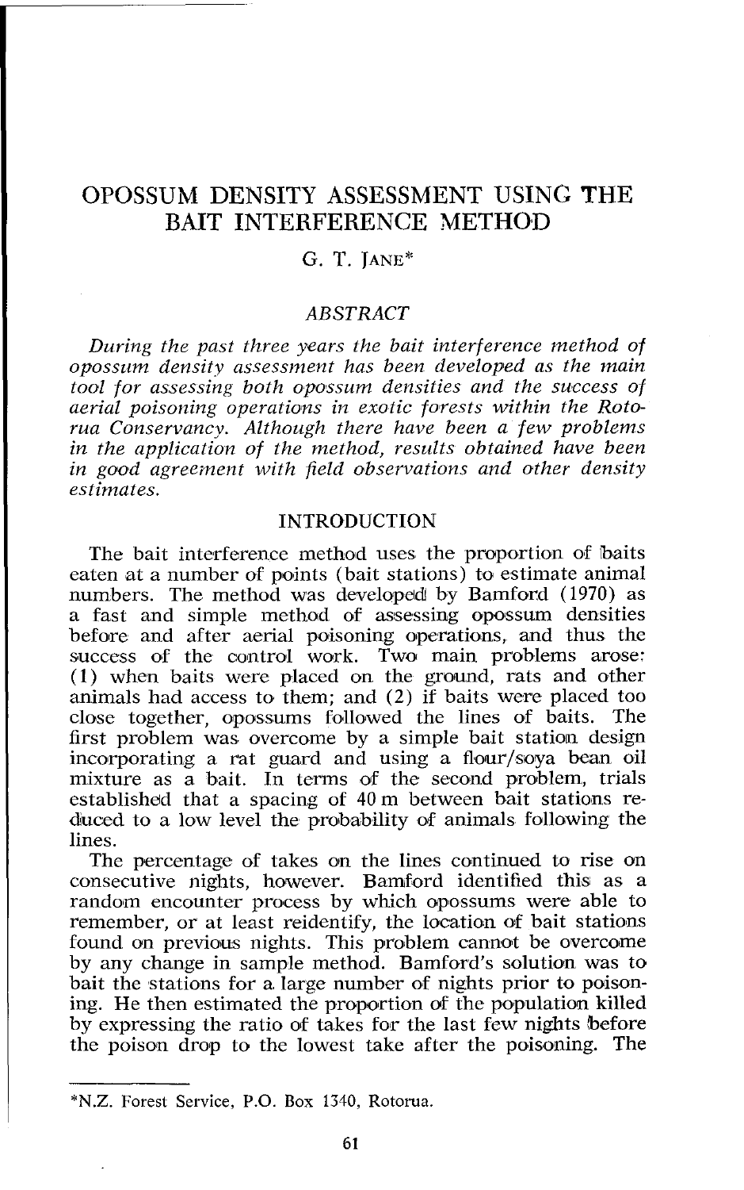# OPOSSUM DENSITY ASSESSMENT USING THE BAIT INTERFERENCE METHOD

G. T. JANE*

## ABSTRACT

*During the past three years the bait interference method of opossum density assessment has been developed as the main tool for assessing both opossum densities and the success of aerial poisoning operations in exotic forests within the Rotorua Conservancy. Although there have been a few problems in the application of the method, results obtained have been in good agreement with field observations and other density estimates.*

## INTRODUCTION

The bait interference method uses the proportion of baits eaten at a number of points (bait stations) to estimate animal numbers. The method was developed by Bamford (1970) as a fast and simple method of assessing opossum densities before and after aerial poisoning operations, and thus the success of the control work. Two main problems arose: (1) when baits were placed on the ground, rats and other animals had access to them; and (2) if baits were placed too close together, opossums followed the lines of baits. The first problem was overcome by a simple bait station design incorporating a rat guard and using a flour/soya bean oil mixture as a bait. In terms of the second problem, trials established that a spacing of 40 m between bait stations reduced to a low level the probability of animals following the lines.

The percentage of takes on the lines continued to rise on consecutive nights, however. Bamford identified this as a random encounter process by which opossums were able to remember, or at least reidentify, the location of bait stations found on previous nights. This problem cannot be overcome by any change in sample method. Bamford's solution was to bait the stations for a large number of nights prior to poisoning. He then estimated the proportion of the population killed by expressing the ratio of takes for the last few nights before the poison drop to the lowest take after the poisoning. The

*N.Z. Forest Service, P.O. Box 1340, Rotorua.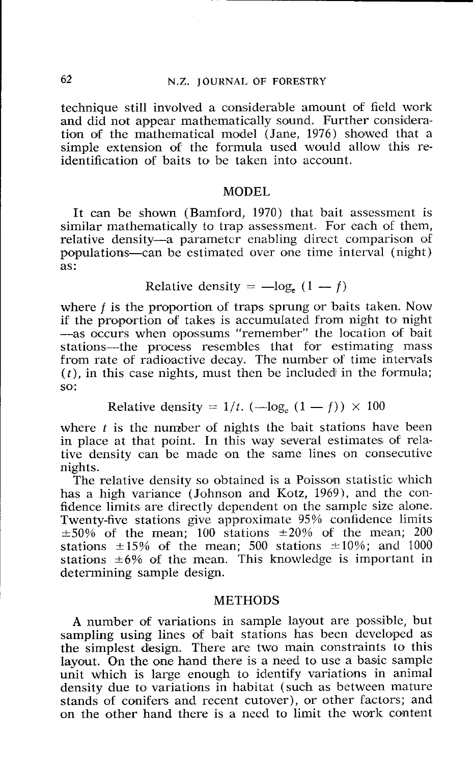technique still involved a considerable amount of field work and did not appear mathematically sound. Further consideration of the mathematical model (Jane, 1976) showed that a simple extension of the formula used would allow this re-identification of baits to be taken into account.

## MODEL

It can be shown (Bamford, 1970) that bait assessment is similar mathematically to trap assessment. For each of them, relative density—a parameter enabling direct comparison of populations—can be estimated over one time interval (night) as:

$$\text{Relative density} = -\log_e (1 - f)$$

where $f$ is the proportion of traps sprung or baits taken. Now if the proportion of takes is accumulated from night to night —as occurs when opossums "remember" the location of bait stations—the process resembles that for estimating mass from rate of radioactive decay. The number of time intervals ($t$), in this case nights, must then be included in the formula; so:

$$\text{Relative density} = 1/t. \,(-\log_e (1 - f)) \times 100$$

where $t$ is the number of nights the bait stations have been in place at that point. In this way several estimates of relative density can be made on the same lines on consecutive nights.

The relative density so obtained is a Poisson statistic which has a high variance (Johnson and Kotz, 1969), and the confidence limits are directly dependent on the sample size alone. Twenty-five stations give approximate 95% confidence limits ±50% of the mean; 100 stations ±20% of the mean; 200 stations ±15% of the mean; 500 stations ±10%; and 1000 stations ±6% of the mean. This knowledge is important in determining sample design.

## METHODS

A number of variations in sample layout are possible, but sampling using lines of bait stations has been developed as the simplest design. There are two main constraints to this layout. On the one hand there is a need to use a basic sample unit which is large enough to identify variations in animal density due to variations in habitat (such as between mature stands of conifers and recent cutover), or other factors; and on the other hand there is a need to limit the work content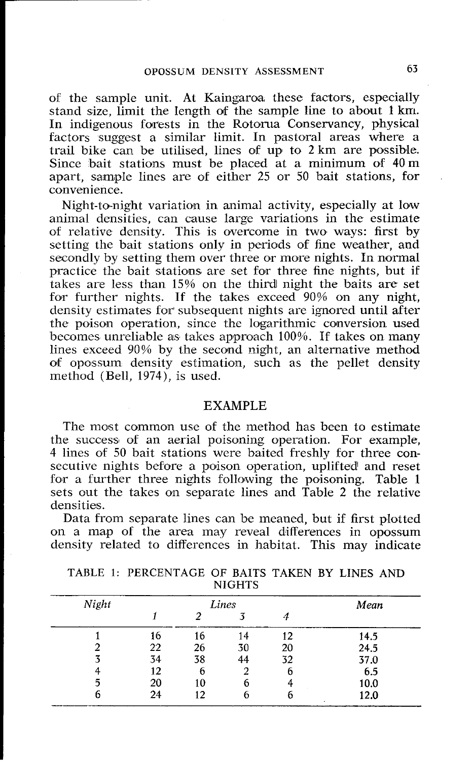of the sample unit. At Kaingaroa these factors, especially stand size, limit the length of the sample line to about 1 km. In indigenous forests in the Rotorua Conservancy, physical factors suggest a similar limit. In pastoral areas where a trail bike can be utilised, lines of up to 2 km are possible. Since bait stations must be placed at a minimum of 40 m apart, sample lines are of either 25 or 50 bait stations, for convenience.

Night-to-night variation in animal activity, especially at low animal densities, can cause large variations in the estimate of relative density. This is overcome in two ways: first by setting the bait stations only in periods of fine weather, and secondly by setting them over three or more nights. In normal practice the bait stations are set for three fine nights, but if takes are less than 15% on the third night the baits are set for further nights. If the takes exceed 90% on any night, density estimates for subsequent nights are ignored until after the poison operation, since the logarithmic conversion used becomes unreliable as takes approach 100%. If takes on many lines exceed 90% by the second night, an alternative method of opossum density estimation, such as the pellet density method (Bell, 1974), is used.

## EXAMPLE

The most common use of the method has been to estimate the success of an aerial poisoning operation. For example, 4 lines of 50 bait stations were baited freshly for three consecutive nights before a poison operation, uplifted and reset for a further three nights following the poisoning. Table 1 sets out the takes on separate lines and Table 2 the relative densities.

Data from separate lines can be meaned, but if first plotted on a map of the area may reveal differences in opossum density related to differences in habitat. This may indicate

TABLE 1: PERCENTAGE OF BAITS TAKEN BY LINES AND NIGHTS

| *Night* | *Lines* | | | | *Mean* |
|---|---|---|---|---|---|
| | *1* | *2* | *3* | *4* | |
| 1 | 16 | 16 | 14 | 12 | 14.5 |
| 2 | 22 | 26 | 30 | 20 | 24.5 |
| 3 | 34 | 38 | 44 | 32 | 37.0 |
| 4 | 12 | 6 | 2 | 6 | 6.5 |
| 5 | 20 | 10 | 6 | 4 | 10.0 |
| 6 | 24 | 12 | 6 | 6 | 12.0 |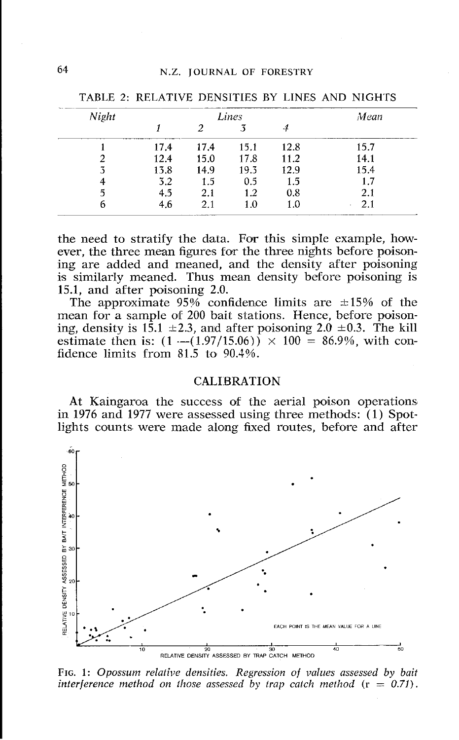TABLE 2: RELATIVE DENSITIES BY LINES AND NIGHTS

| Night | Lines 1 | 2 | 3 | 4 | Mean |
|---|---|---|---|---|---|
| 1 | 17.4 | 17.4 | 15.1 | 12.8 | 15.7 |
| 2 | 12.4 | 15.0 | 17.8 | 11.2 | 14.1 |
| 3 | 13.8 | 14.9 | 19.3 | 12.9 | 15.4 |
| 4 | 3.2 | 1.5 | 0.5 | 1.5 | 1.7 |
| 5 | 4.5 | 2.1 | 1.2 | 0.8 | 2.1 |
| 6 | 4.6 | 2.1 | 1.0 | 1.0 | 2.1 |

the need to stratify the data. For this simple example, however, the three mean figures for the three nights before poisoning are added and meaned, and the density after poisoning is similarly meaned. Thus mean density before poisoning is 15.1, and after poisoning 2.0.

The approximate 95% confidence limits are ±15% of the mean for a sample of 200 bait stations. Hence, before poisoning, density is 15.1 ±2.3, and after poisoning 2.0 ±0.3. The kill estimate then is: $(1 - (1.97/15.06)) \times 100 = 86.9\%$, with confidence limits from 81.5 to 90.4%.

## CALIBRATION

At Kaingaroa the success of the aerial poison operations in 1976 and 1977 were assessed using three methods: (1) Spotlights counts were made along fixed routes, before and after

FIG. 1: *Opossum relative densities. Regression of values assessed by bait interference method on those assessed by trap catch method (r = 0.71).*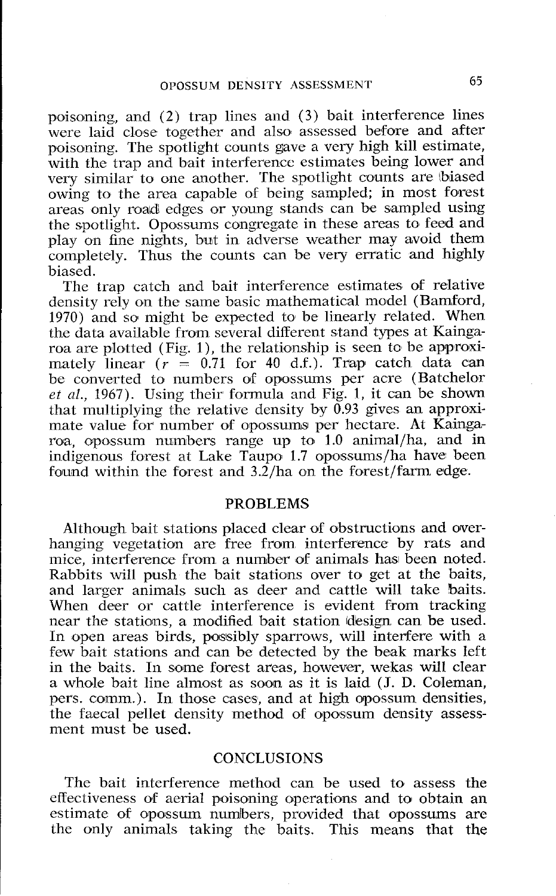poisoning, and (2) trap lines and (3) bait interference lines were laid close together and also assessed before and after poisoning. The spotlight counts gave a very high kill estimate, with the trap and bait interference estimates being lower and very similar to one another. The spotlight counts are biased owing to the area capable of being sampled; in most forest areas only road edges or young stands can be sampled using the spotlight. Opossums congregate in these areas to feed and play on fine nights, but in adverse weather may avoid them completely. Thus the counts can be very erratic and highly biased.

The trap catch and bait interference estimates of relative density rely on the same basic mathematical model (Bamford, 1970) and so might be expected to be linearly related. When the data available from several different stand types at Kaingaroa are plotted (Fig. 1), the relationship is seen to be approximately linear ($r$ = 0.71 for 40 d.f.). Trap catch data can be converted to numbers of opossums per acre (Batchelor *et al.*, 1967). Using their formula and Fig. 1, it can be shown that multiplying the relative density by 0.93 gives an approximate value for number of opossums per hectare. At Kaingaroa, opossum numbers range up to 1.0 animal/ha, and in indigenous forest at Lake Taupo 1.7 opossums/ha have been found within the forest and 3.2/ha on the forest/farm edge.

## PROBLEMS

Although bait stations placed clear of obstructions and overhanging vegetation are free from interference by rats and mice, interference from a number of animals has been noted. Rabbits will push the bait stations over to get at the baits, and larger animals such as deer and cattle will take baits. When deer or cattle interference is evident from tracking near the stations, a modified bait station design can be used. In open areas birds, possibly sparrows, will interfere with a few bait stations and can be detected by the beak marks left in the baits. In some forest areas, however, wekas will clear a whole bait line almost as soon as it is laid (J. D. Coleman, pers. comm.). In those cases, and at high opossum densities, the faecal pellet density method of opossum density assessment must be used.

## CONCLUSIONS

The bait interference method can be used to assess the effectiveness of aerial poisoning operations and to obtain an estimate of opossum numbers, provided that opossums are the only animals taking the baits. This means that the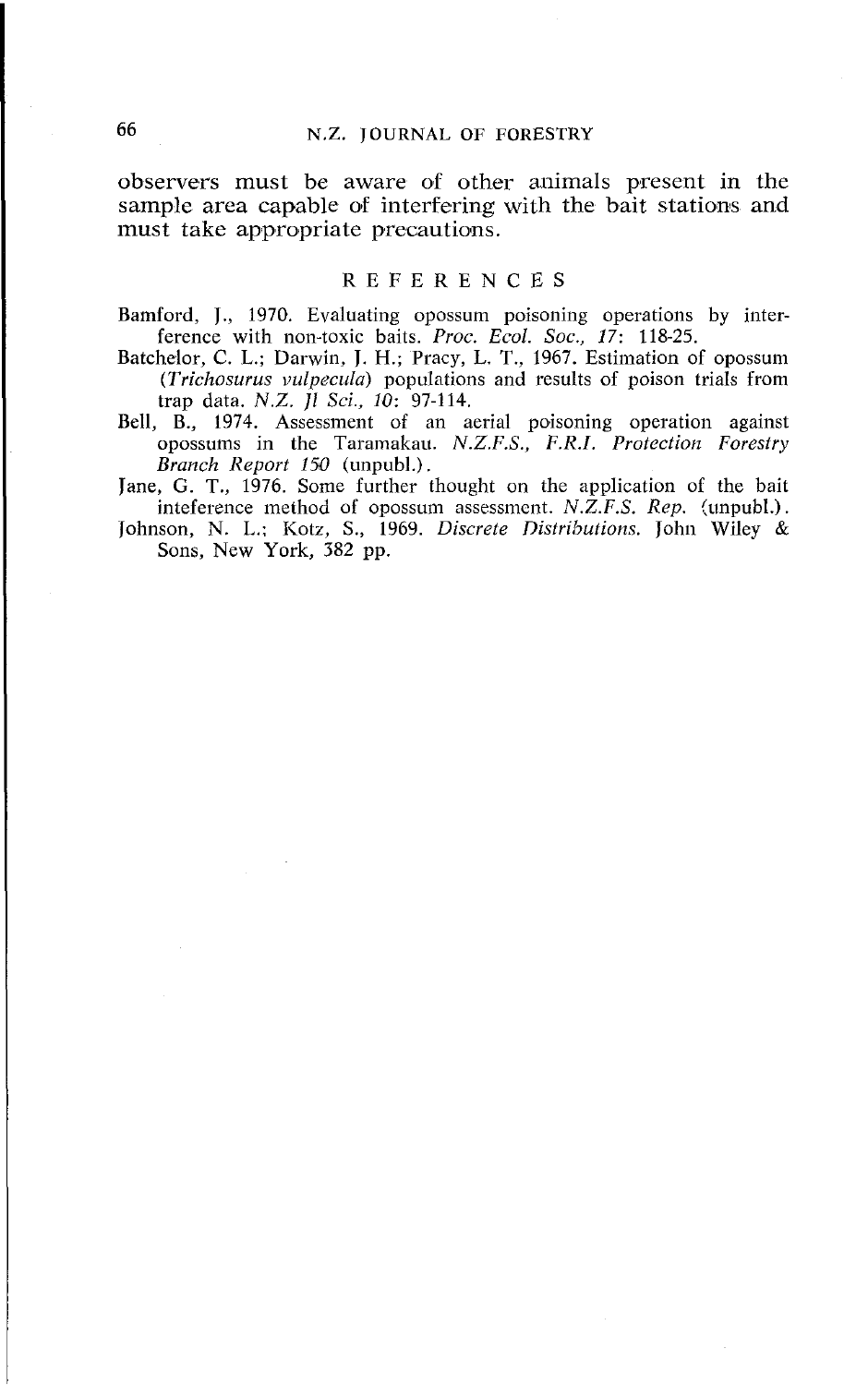observers must be aware of other animals present in the sample area capable of interfering with the bait stations and must take appropriate precautions.

## REFERENCES

Bamford, J., 1970. Evaluating opossum poisoning operations by interference with non-toxic baits. *Proc. Ecol. Soc., 17*: 118-25.

Batchelor, C. L.; Darwin, J. H.; Pracy, L. T., 1967. Estimation of opossum (*Trichosurus vulpecula*) populations and results of poison trials from trap data. *N.Z. Jl Sci., 10*: 97-114.

Bell, B., 1974. Assessment of an aerial poisoning operation against opossums in the Taramakau. *N.Z.F.S., F.R.I. Protection Forestry Branch Report 150* (unpubl.).

Jane, G. T., 1976. Some further thought on the application of the bait inteference method of opossum assessment. *N.Z.F.S. Rep.* (unpubl.).

Johnson, N. L.; Kotz, S., 1969. *Discrete Distributions.* John Wiley & Sons, New York, 382 pp.